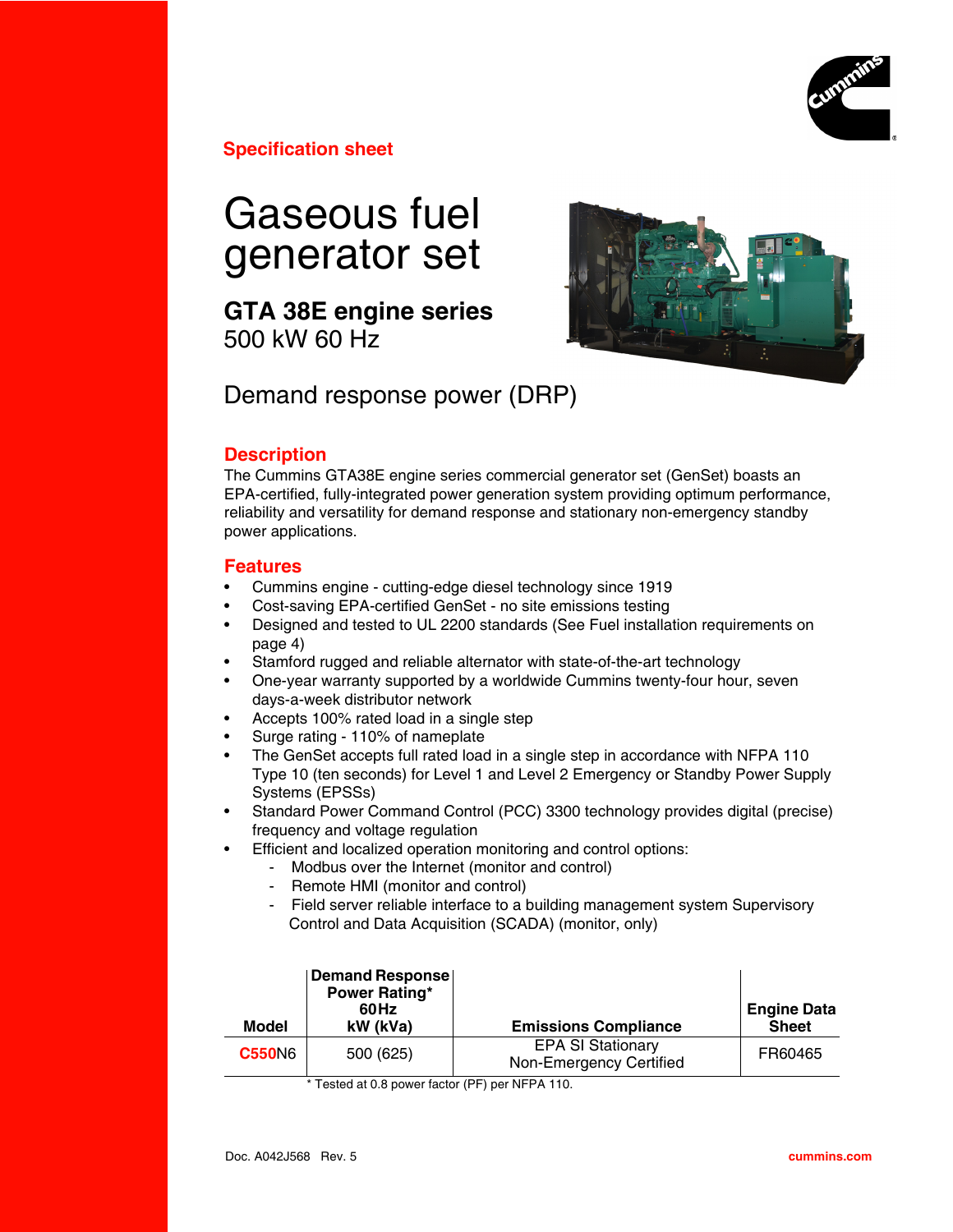Specification sheet

# Gaseous fuel generator set

## GTA 38E engine series

500 kW 60 Hz

## Demand response power (DRP)

### Description

The Cummins GTA38E engine series commercial generator set (GenSet) boasts an EPA-certified, fully-integrated power generation system providing optimum performance, reliability and versatility for demand response and stationary non-emergency standby power applications.

### Features

- Cummins engine - cutting-edge diesel technology since 1919
- Cost-saving EPA-certified GenSet - no site emissions testing
- Designed and tested to UL 2200 standards (See Fuel installation requirements on page 4)
- Stamford rugged and reliable alternator with state-of-the-art technology
- One-year warranty supported by a worldwide Cummins twenty-four hour, seven days-a-week distributor network
- Accepts 100% rated load in a single step
- Surge rating - 110% of nameplate
- The GenSet accepts full rated load in a single step in accordance with NFPA 110 Type 10 (ten seconds) for Level 1 and Level 2 Emergency or Standby Power Supply Systems (EPSSs)
- Standard Power Command Control (PCC) 3300 technology provides digital (precise) frequency and voltage regulation
- Efficient and localized operation monitoring and control options:
  - Modbus over the Internet (monitor and control)
  - Remote HMI (monitor and control)
  - Field server reliable interface to a building management system Supervisory Control and Data Acquisition (SCADA) (monitor, only)

| Model | Demand Response Power Rating* 60Hz kW (kVa) | Emissions Compliance | Engine Data Sheet |
|---|---|---|---|
| C550N6 | 500 (625) | EPA SI Stationary Non-Emergency Certified | FR60465 |

\* Tested at 0.8 power factor (PF) per NFPA 110.

Doc. A042J568 Rev. 5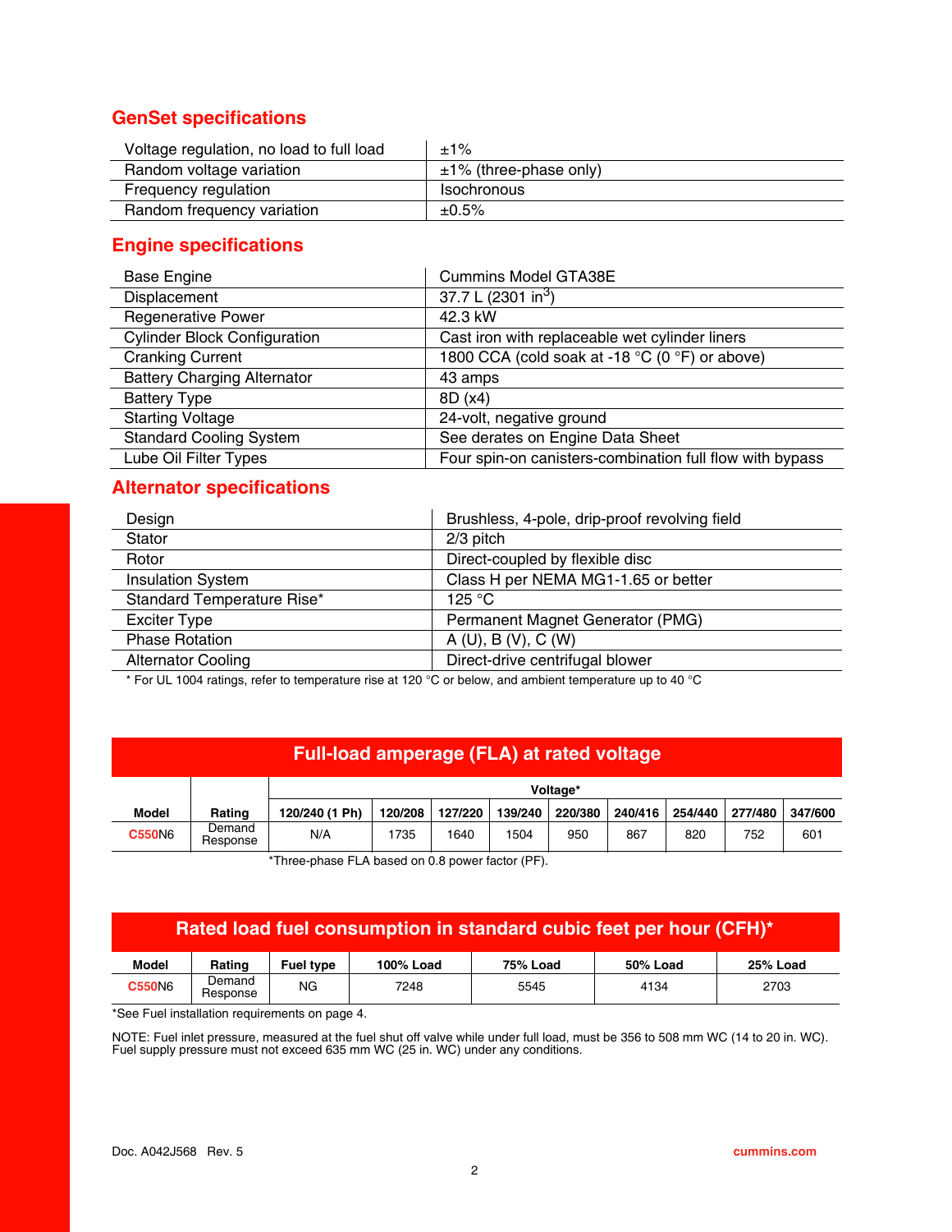## GenSet specifications

| | |
|---|---|
| Voltage regulation, no load to full load | ±1% |
| Random voltage variation | ±1% (three-phase only) |
| Frequency regulation | Isochronous |
| Random frequency variation | ±0.5% |

## Engine specifications

| | |
|---|---|
| Base Engine | Cummins Model GTA38E |
| Displacement | 37.7 L (2301 in$^3$) |
| Regenerative Power | 42.3 kW |
| Cylinder Block Configuration | Cast iron with replaceable wet cylinder liners |
| Cranking Current | 1800 CCA (cold soak at -18 °C (0 °F) or above) |
| Battery Charging Alternator | 43 amps |
| Battery Type | 8D (x4) |
| Starting Voltage | 24-volt, negative ground |
| Standard Cooling System | See derates on Engine Data Sheet |
| Lube Oil Filter Types | Four spin-on canisters-combination full flow with bypass |

## Alternator specifications

| | |
|---|---|
| Design | Brushless, 4-pole, drip-proof revolving field |
| Stator | 2/3 pitch |
| Rotor | Direct-coupled by flexible disc |
| Insulation System | Class H per NEMA MG1-1.65 or better |
| Standard Temperature Rise* | 125 °C |
| Exciter Type | Permanent Magnet Generator (PMG) |
| Phase Rotation | A (U), B (V), C (W) |
| Alternator Cooling | Direct-drive centrifugal blower |

* For UL 1004 ratings, refer to temperature rise at 120 °C or below, and ambient temperature up to 40 °C

## Full-load amperage (FLA) at rated voltage

| Model | Rating | Voltage* | | | | | | | | |
|---|---|---|---|---|---|---|---|---|---|---|
| | | 120/240 (1 Ph) | 120/208 | 127/220 | 139/240 | 220/380 | 240/416 | 254/440 | 277/480 | 347/600 |
| C550N6 | Demand Response | N/A | 1735 | 1640 | 1504 | 950 | 867 | 820 | 752 | 601 |

*Three-phase FLA based on 0.8 power factor (PF).

## Rated load fuel consumption in standard cubic feet per hour (CFH)*

| Model | Rating | Fuel type | 100% Load | 75% Load | 50% Load | 25% Load |
|---|---|---|---|---|---|---|
| C550N6 | Demand Response | NG | 7248 | 5545 | 4134 | 2703 |

*See Fuel installation requirements on page 4.

NOTE: Fuel inlet pressure, measured at the fuel shut off valve while under full load, must be 356 to 508 mm WC (14 to 20 in. WC). Fuel supply pressure must not exceed 635 mm WC (25 in. WC) under any conditions.

Doc. A042J568 Rev. 5 cummins.com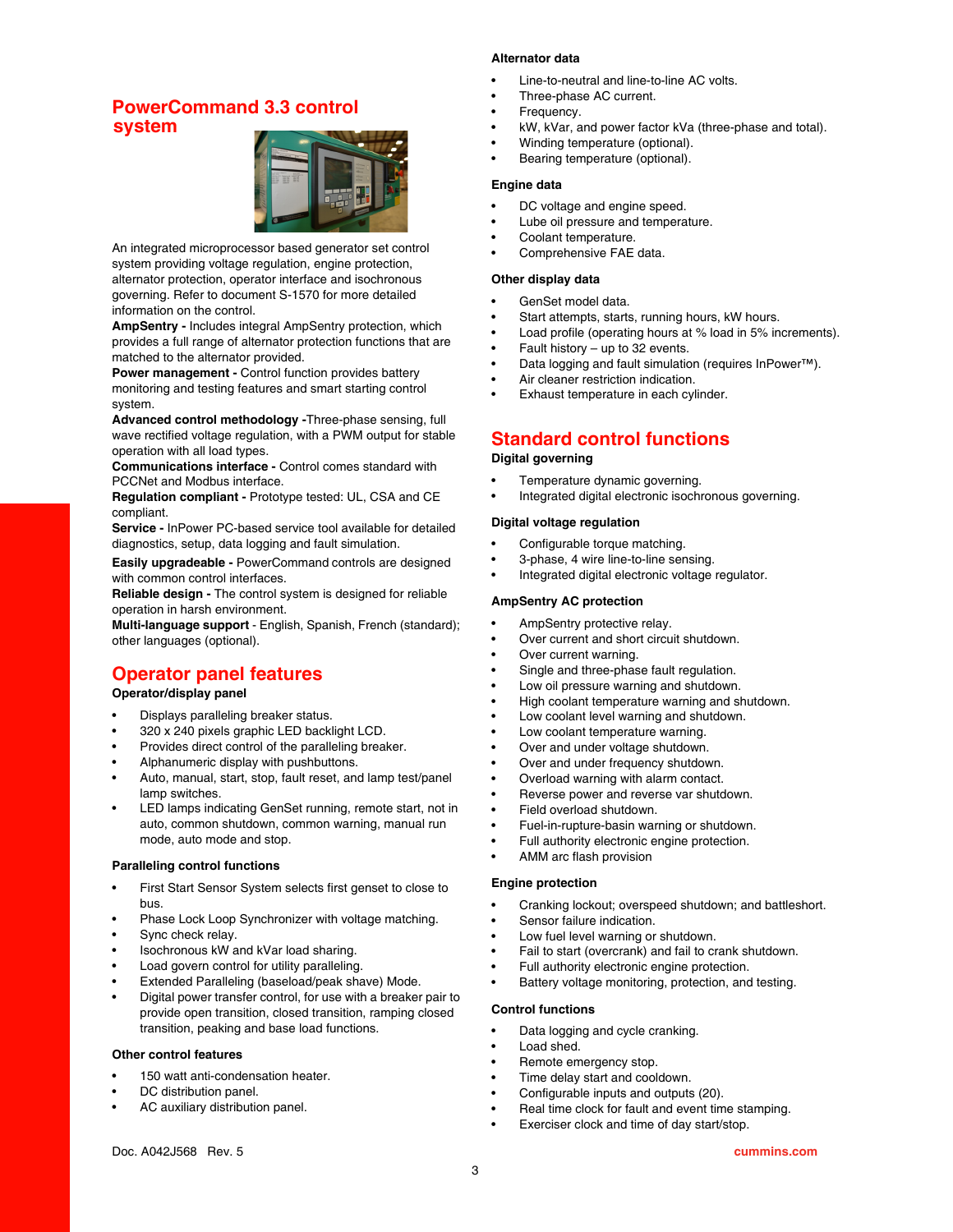## PowerCommand 3.3 control system

An integrated microprocessor based generator set control system providing voltage regulation, engine protection, alternator protection, operator interface and isochronous governing. Refer to document S-1570 for more detailed information on the control.

**AmpSentry -** Includes integral AmpSentry protection, which provides a full range of alternator protection functions that are matched to the alternator provided.

**Power management -** Control function provides battery monitoring and testing features and smart starting control system.

**Advanced control methodology -**Three-phase sensing, full wave rectified voltage regulation, with a PWM output for stable operation with all load types.

**Communications interface -** Control comes standard with PCCNet and Modbus interface.

**Regulation compliant -** Prototype tested: UL, CSA and CE compliant.

**Service -** InPower PC-based service tool available for detailed diagnostics, setup, data logging and fault simulation.

**Easily upgradeable -** PowerCommand controls are designed with common control interfaces.

**Reliable design -** The control system is designed for reliable operation in harsh environment.

**Multi-language support** - English, Spanish, French (standard); other languages (optional).

## Operator panel features

### Operator/display panel

- Displays paralleling breaker status.
- 320 x 240 pixels graphic LED backlight LCD.
- Provides direct control of the paralleling breaker.
- Alphanumeric display with pushbuttons.
- Auto, manual, start, stop, fault reset, and lamp test/panel lamp switches.
- LED lamps indicating GenSet running, remote start, not in auto, common shutdown, common warning, manual run mode, auto mode and stop.

### Paralleling control functions

- First Start Sensor System selects first genset to close to bus.
- Phase Lock Loop Synchronizer with voltage matching.
- Sync check relay.
- Isochronous kW and kVar load sharing.
- Load govern control for utility paralleling.
- Extended Paralleling (baseload/peak shave) Mode.
- Digital power transfer control, for use with a breaker pair to provide open transition, closed transition, ramping closed transition, peaking and base load functions.

### Other control features

- 150 watt anti-condensation heater.
- DC distribution panel.
- AC auxiliary distribution panel.

### Alternator data

- Line-to-neutral and line-to-line AC volts.
- Three-phase AC current.
- Frequency.
- kW, kVar, and power factor kVa (three-phase and total).
- Winding temperature (optional).
- Bearing temperature (optional).

### Engine data

- DC voltage and engine speed.
- Lube oil pressure and temperature.
- Coolant temperature.
- Comprehensive FAE data.

### Other display data

- GenSet model data.
- Start attempts, starts, running hours, kW hours.
- Load profile (operating hours at % load in 5% increments).
- Fault history – up to 32 events.
- Data logging and fault simulation (requires InPower™).
- Air cleaner restriction indication.
- Exhaust temperature in each cylinder.

## Standard control functions

### Digital governing

- Temperature dynamic governing.
- Integrated digital electronic isochronous governing.

### Digital voltage regulation

- Configurable torque matching.
- 3-phase, 4 wire line-to-line sensing.
- Integrated digital electronic voltage regulator.

### AmpSentry AC protection

- AmpSentry protective relay.
- Over current and short circuit shutdown.
- Over current warning.
- Single and three-phase fault regulation.
- Low oil pressure warning and shutdown.
- High coolant temperature warning and shutdown.
- Low coolant level warning and shutdown.
- Low coolant temperature warning.
- Over and under voltage shutdown.
- Over and under frequency shutdown.
- Overload warning with alarm contact.
- Reverse power and reverse var shutdown.
- Field overload shutdown.
- Fuel-in-rupture-basin warning or shutdown.
- Full authority electronic engine protection.
- AMM arc flash provision

### Engine protection

- Cranking lockout; overspeed shutdown; and battleshort.
- Sensor failure indication.
- Low fuel level warning or shutdown.
- Fail to start (overcrank) and fail to crank shutdown.
- Full authority electronic engine protection.
- Battery voltage monitoring, protection, and testing.

### Control functions

- Data logging and cycle cranking.
- Load shed.
- Remote emergency stop.
- Time delay start and cooldown.
- Configurable inputs and outputs (20).
- Real time clock for fault and event time stamping.
- Exerciser clock and time of day start/stop.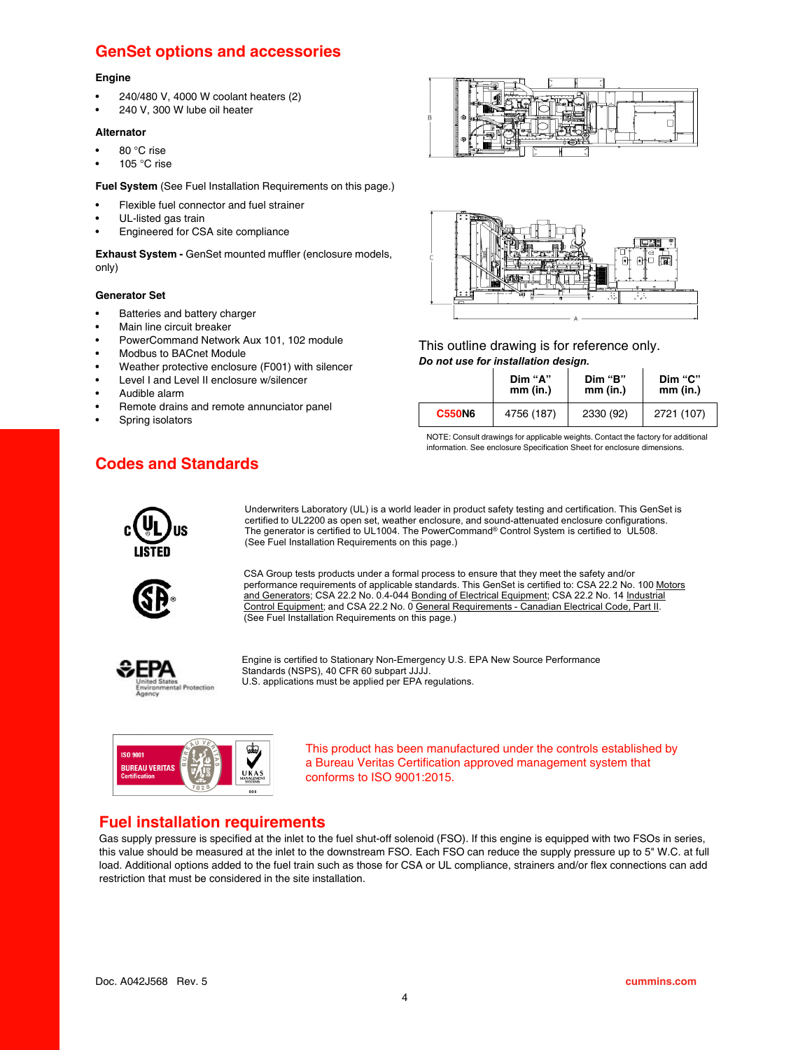## GenSet options and accessories

### Engine

- 240/480 V, 4000 W coolant heaters (2)
- 240 V, 300 W lube oil heater

### Alternator

- 80 °C rise
- 105 °C rise

**Fuel System** (See Fuel Installation Requirements on this page.)

- Flexible fuel connector and fuel strainer
- UL-listed gas train
- Engineered for CSA site compliance

**Exhaust System -** GenSet mounted muffler (enclosure models, only)

### Generator Set

- Batteries and battery charger
- Main line circuit breaker
- PowerCommand Network Aux 101, 102 module
- Modbus to BACnet Module
- Weather protective enclosure (F001) with silencer
- Level I and Level II enclosure w/silencer
- Audible alarm
- Remote drains and remote annunciator panel
- Spring isolators

This outline drawing is for reference only.
***Do not use for installation design.***

| | Dim "A" mm (in.) | Dim "B" mm (in.) | Dim "C" mm (in.) |
|---|---|---|---|
| **C550N6** | 4756 (187) | 2330 (92) | 2721 (107) |

NOTE: Consult drawings for applicable weights. Contact the factory for additional information. See enclosure Specification Sheet for enclosure dimensions.

## Codes and Standards

Underwriters Laboratory (UL) is a world leader in product safety testing and certification. This GenSet is certified to UL2200 as open set, weather enclosure, and sound-attenuated enclosure configurations. The generator is certified to UL1004. The PowerCommand® Control System is certified to UL508. (See Fuel Installation Requirements on this page.)

CSA Group tests products under a formal process to ensure that they meet the safety and/or performance requirements of applicable standards. This GenSet is certified to: CSA 22.2 No. 100 Motors and Generators; CSA 22.2 No. 0.4-044 Bonding of Electrical Equipment; CSA 22.2 No. 14 Industrial Control Equipment; and CSA 22.2 No. 0 General Requirements - Canadian Electrical Code, Part II. (See Fuel Installation Requirements on this page.)

Engine is certified to Stationary Non-Emergency U.S. EPA New Source Performance Standards (NSPS), 40 CFR 60 subpart JJJJ. U.S. applications must be applied per EPA regulations.

This product has been manufactured under the controls established by a Bureau Veritas Certification approved management system that conforms to ISO 9001:2015.

## Fuel installation requirements

Gas supply pressure is specified at the inlet to the fuel shut-off solenoid (FSO). If this engine is equipped with two FSOs in series, this value should be measured at the inlet to the downstream FSO. Each FSO can reduce the supply pressure up to 5" W.C. at full load. Additional options added to the fuel train such as those for CSA or UL compliance, strainers and/or flex connections can add restriction that must be considered in the site installation.

Doc. A042J568 Rev. 5

cummins.com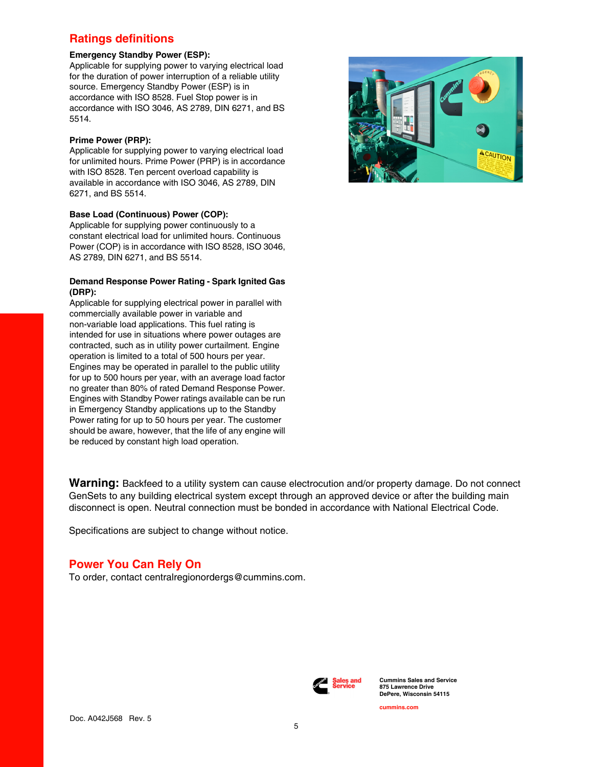## Ratings definitions

**Emergency Standby Power (ESP):**
Applicable for supplying power to varying electrical load for the duration of power interruption of a reliable utility source. Emergency Standby Power (ESP) is in accordance with ISO 8528. Fuel Stop power is in accordance with ISO 3046, AS 2789, DIN 6271, and BS 5514.

**Prime Power (PRP):**
Applicable for supplying power to varying electrical load for unlimited hours. Prime Power (PRP) is in accordance with ISO 8528. Ten percent overload capability is available in accordance with ISO 3046, AS 2789, DIN 6271, and BS 5514.

**Base Load (Continuous) Power (COP):**
Applicable for supplying power continuously to a constant electrical load for unlimited hours. Continuous Power (COP) is in accordance with ISO 8528, ISO 3046, AS 2789, DIN 6271, and BS 5514.

**Demand Response Power Rating - Spark Ignited Gas (DRP):**
Applicable for supplying electrical power in parallel with commercially available power in variable and non-variable load applications. This fuel rating is intended for use in situations where power outages are contracted, such as in utility power curtailment. Engine operation is limited to a total of 500 hours per year. Engines may be operated in parallel to the public utility for up to 500 hours per year, with an average load factor no greater than 80% of rated Demand Response Power. Engines with Standby Power ratings available can be run in Emergency Standby applications up to the Standby Power rating for up to 50 hours per year. The customer should be aware, however, that the life of any engine will be reduced by constant high load operation.

**Warning:** Backfeed to a utility system can cause electrocution and/or property damage. Do not connect GenSets to any building electrical system except through an approved device or after the building main disconnect is open. Neutral connection must be bonded in accordance with National Electrical Code.

Specifications are subject to change without notice.

## Power You Can Rely On

To order, contact centralregionordergs@cummins.com.

Sales and Service

**Cummins Sales and Service**
**875 Lawrence Drive**
**DePere, Wisconsin 54115**

cummins.com

Doc. A042J568 Rev. 5